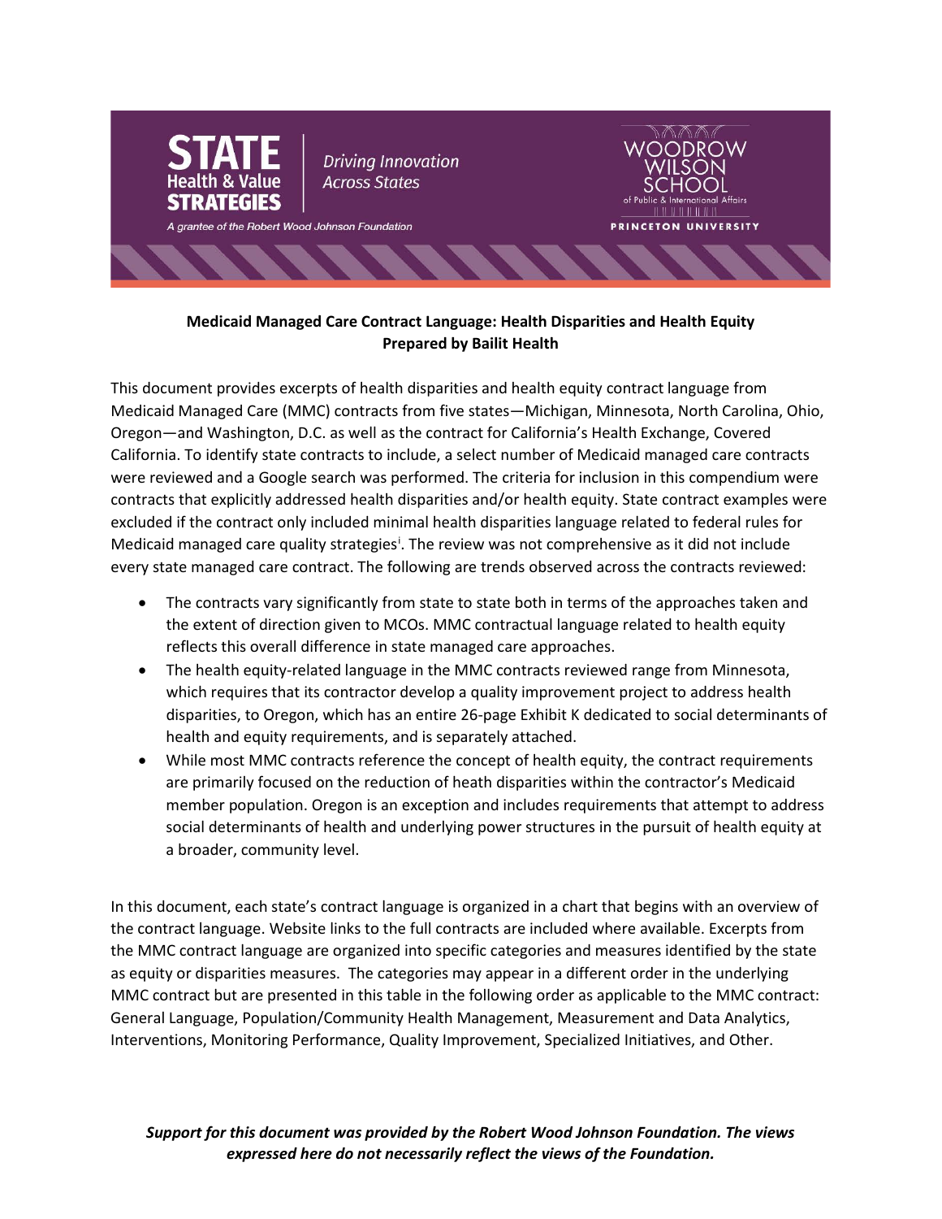STATE Health & Value STRATEGIES | Driving Innovation Across States

A grantee of the Robert Wood Johnson Foundation

WOODROW WILSON SCHOOL of Public & International Affairs
PRINCETON UNIVERSITY

**Medicaid Managed Care Contract Language: Health Disparities and Health Equity**
**Prepared by Bailit Health**

This document provides excerpts of health disparities and health equity contract language from Medicaid Managed Care (MMC) contracts from five states—Michigan, Minnesota, North Carolina, Ohio, Oregon—and Washington, D.C. as well as the contract for California's Health Exchange, Covered California. To identify state contracts to include, a select number of Medicaid managed care contracts were reviewed and a Google search was performed. The criteria for inclusion in this compendium were contracts that explicitly addressed health disparities and/or health equity. State contract examples were excluded if the contract only included minimal health disparities language related to federal rules for Medicaid managed care quality strategies[i]. The review was not comprehensive as it did not include every state managed care contract. The following are trends observed across the contracts reviewed:

- The contracts vary significantly from state to state both in terms of the approaches taken and the extent of direction given to MCOs. MMC contractual language related to health equity reflects this overall difference in state managed care approaches.
- The health equity-related language in the MMC contracts reviewed range from Minnesota, which requires that its contractor develop a quality improvement project to address health disparities, to Oregon, which has an entire 26-page Exhibit K dedicated to social determinants of health and equity requirements, and is separately attached.
- While most MMC contracts reference the concept of health equity, the contract requirements are primarily focused on the reduction of heath disparities within the contractor's Medicaid member population. Oregon is an exception and includes requirements that attempt to address social determinants of health and underlying power structures in the pursuit of health equity at a broader, community level.

In this document, each state's contract language is organized in a chart that begins with an overview of the contract language. Website links to the full contracts are included where available. Excerpts from the MMC contract language are organized into specific categories and measures identified by the state as equity or disparities measures. The categories may appear in a different order in the underlying MMC contract but are presented in this table in the following order as applicable to the MMC contract: General Language, Population/Community Health Management, Measurement and Data Analytics, Interventions, Monitoring Performance, Quality Improvement, Specialized Initiatives, and Other.

***Support for this document was provided by the Robert Wood Johnson Foundation. The views expressed here do not necessarily reflect the views of the Foundation.***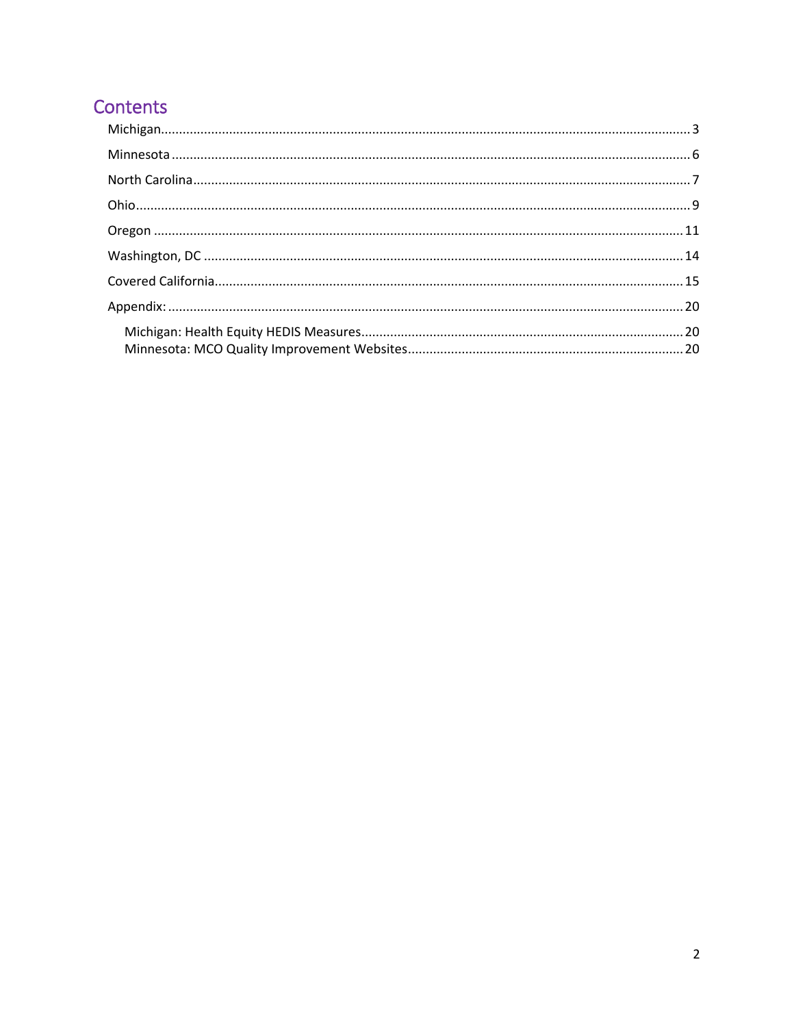## Contents

- Michigan .......... 3
- Minnesota .......... 6
- North Carolina .......... 7
- Ohio .......... 9
- Oregon .......... 11
- Washington, DC .......... 14
- Covered California .......... 15
- Appendix: .......... 20
  - Michigan: Health Equity HEDIS Measures .......... 20
  - Minnesota: MCO Quality Improvement Websites .......... 20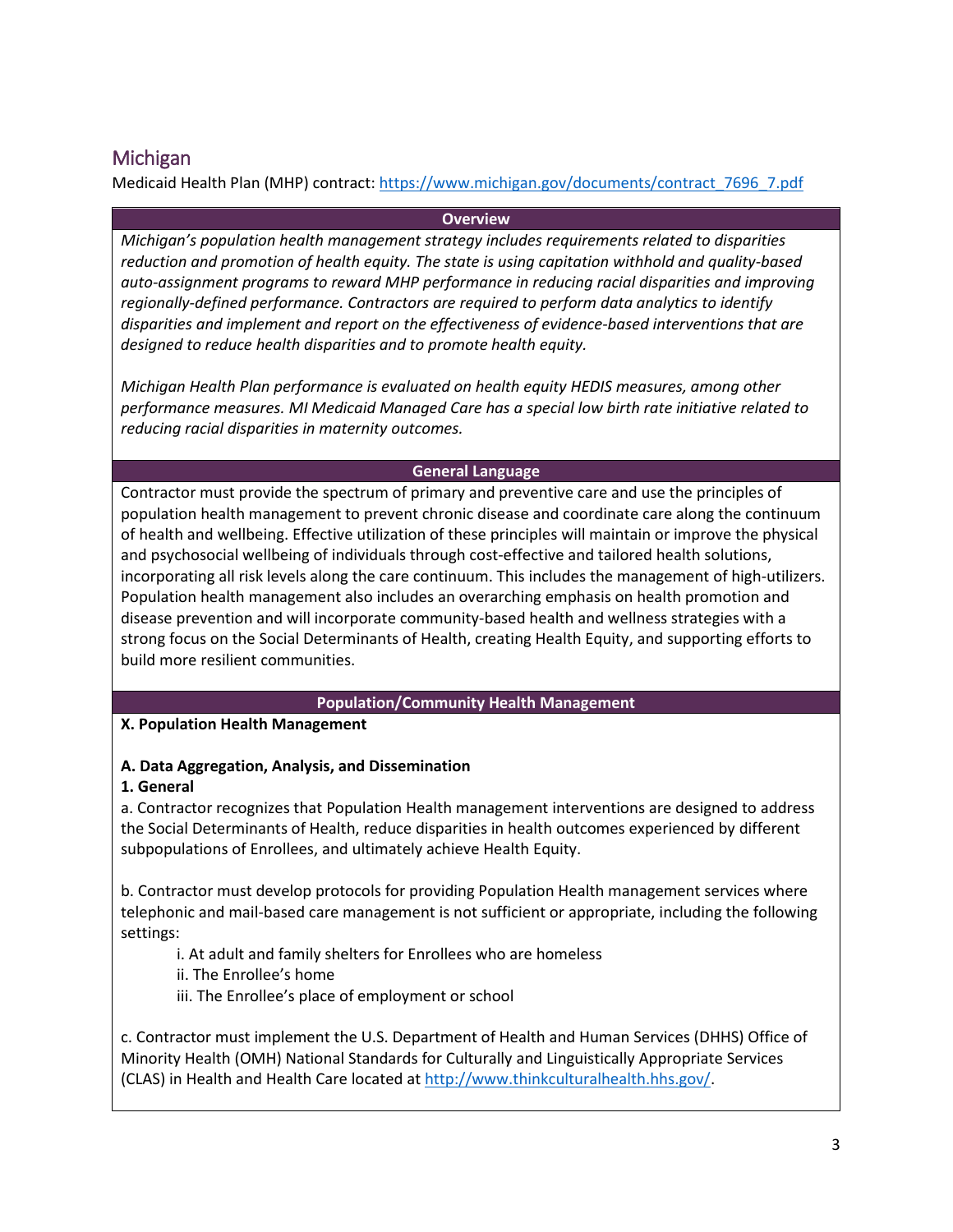## Michigan

Medicaid Health Plan (MHP) contract: https://www.michigan.gov/documents/contract_7696_7.pdf

**Overview**

*Michigan's population health management strategy includes requirements related to disparities reduction and promotion of health equity. The state is using capitation withhold and quality-based auto-assignment programs to reward MHP performance in reducing racial disparities and improving regionally-defined performance. Contractors are required to perform data analytics to identify disparities and implement and report on the effectiveness of evidence-based interventions that are designed to reduce health disparities and to promote health equity.*

*Michigan Health Plan performance is evaluated on health equity HEDIS measures, among other performance measures. MI Medicaid Managed Care has a special low birth rate initiative related to reducing racial disparities in maternity outcomes.*

**General Language**

Contractor must provide the spectrum of primary and preventive care and use the principles of population health management to prevent chronic disease and coordinate care along the continuum of health and wellbeing. Effective utilization of these principles will maintain or improve the physical and psychosocial wellbeing of individuals through cost-effective and tailored health solutions, incorporating all risk levels along the care continuum. This includes the management of high-utilizers. Population health management also includes an overarching emphasis on health promotion and disease prevention and will incorporate community-based health and wellness strategies with a strong focus on the Social Determinants of Health, creating Health Equity, and supporting efforts to build more resilient communities.

**Population/Community Health Management**

**X. Population Health Management**

**A. Data Aggregation, Analysis, and Dissemination**

**1. General**

a. Contractor recognizes that Population Health management interventions are designed to address the Social Determinants of Health, reduce disparities in health outcomes experienced by different subpopulations of Enrollees, and ultimately achieve Health Equity.

b. Contractor must develop protocols for providing Population Health management services where telephonic and mail-based care management is not sufficient or appropriate, including the following settings:

- i. At adult and family shelters for Enrollees who are homeless
- ii. The Enrollee's home
- iii. The Enrollee's place of employment or school

c. Contractor must implement the U.S. Department of Health and Human Services (DHHS) Office of Minority Health (OMH) National Standards for Culturally and Linguistically Appropriate Services (CLAS) in Health and Health Care located at http://www.thinkculturalhealth.hhs.gov/.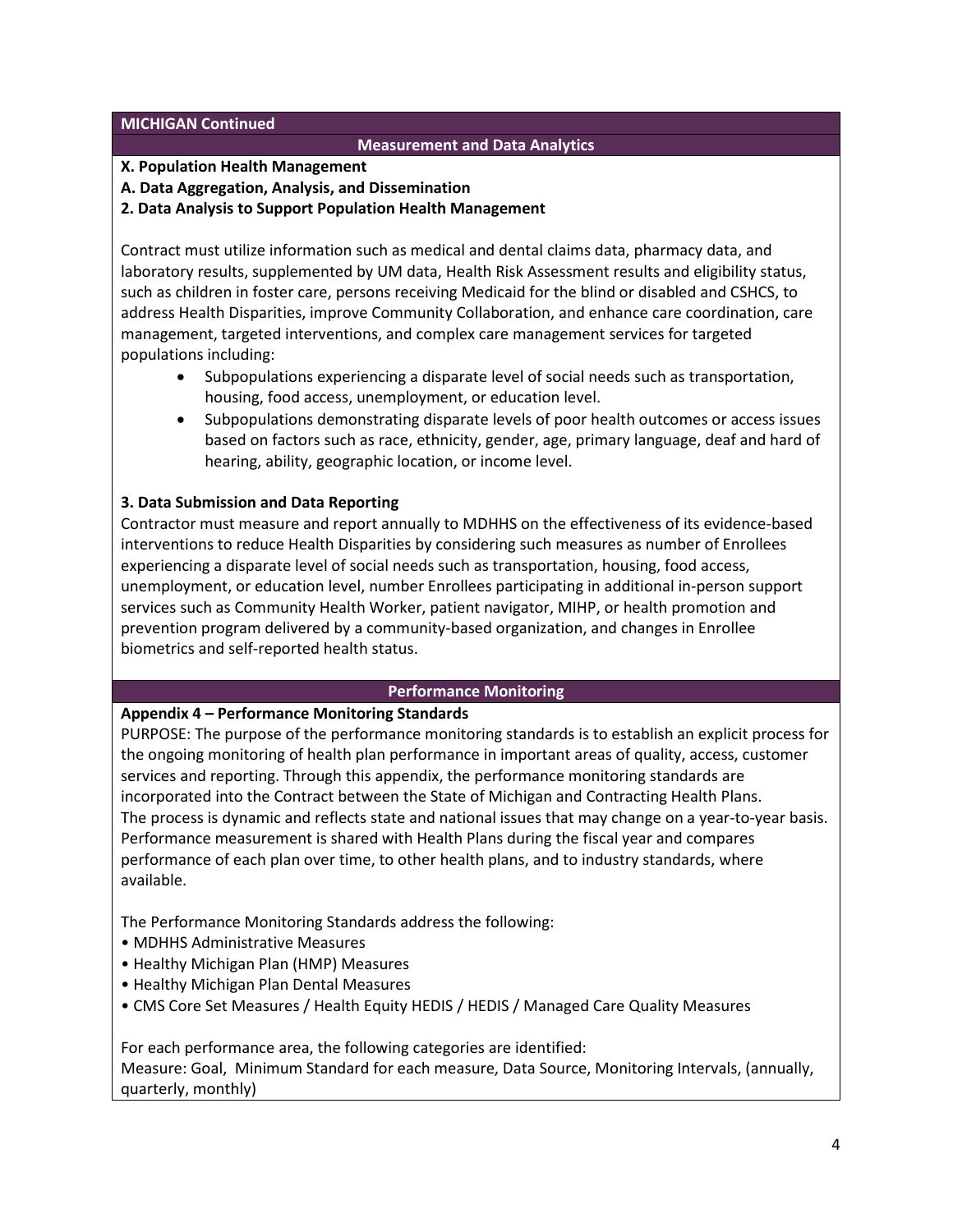**MICHIGAN Continued**

## Measurement and Data Analytics

**X. Population Health Management**

**A. Data Aggregation, Analysis, and Dissemination**

**2. Data Analysis to Support Population Health Management**

Contract must utilize information such as medical and dental claims data, pharmacy data, and laboratory results, supplemented by UM data, Health Risk Assessment results and eligibility status, such as children in foster care, persons receiving Medicaid for the blind or disabled and CSHCS, to address Health Disparities, improve Community Collaboration, and enhance care coordination, care management, targeted interventions, and complex care management services for targeted populations including:

- Subpopulations experiencing a disparate level of social needs such as transportation, housing, food access, unemployment, or education level.
- Subpopulations demonstrating disparate levels of poor health outcomes or access issues based on factors such as race, ethnicity, gender, age, primary language, deaf and hard of hearing, ability, geographic location, or income level.

**3. Data Submission and Data Reporting**

Contractor must measure and report annually to MDHHS on the effectiveness of its evidence-based interventions to reduce Health Disparities by considering such measures as number of Enrollees experiencing a disparate level of social needs such as transportation, housing, food access, unemployment, or education level, number Enrollees participating in additional in-person support services such as Community Health Worker, patient navigator, MIHP, or health promotion and prevention program delivered by a community-based organization, and changes in Enrollee biometrics and self-reported health status.

## Performance Monitoring

**Appendix 4 – Performance Monitoring Standards**

PURPOSE: The purpose of the performance monitoring standards is to establish an explicit process for the ongoing monitoring of health plan performance in important areas of quality, access, customer services and reporting. Through this appendix, the performance monitoring standards are incorporated into the Contract between the State of Michigan and Contracting Health Plans. The process is dynamic and reflects state and national issues that may change on a year-to-year basis. Performance measurement is shared with Health Plans during the fiscal year and compares performance of each plan over time, to other health plans, and to industry standards, where available.

The Performance Monitoring Standards address the following:

- MDHHS Administrative Measures
- Healthy Michigan Plan (HMP) Measures
- Healthy Michigan Plan Dental Measures
- CMS Core Set Measures / Health Equity HEDIS / HEDIS / Managed Care Quality Measures

For each performance area, the following categories are identified:
Measure: Goal, Minimum Standard for each measure, Data Source, Monitoring Intervals, (annually, quarterly, monthly)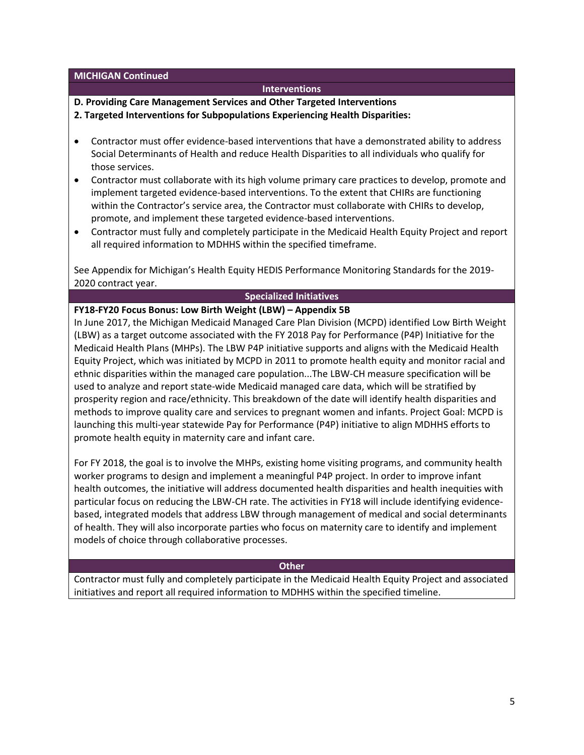**MICHIGAN Continued**

**Interventions**

**D. Providing Care Management Services and Other Targeted Interventions**

**2. Targeted Interventions for Subpopulations Experiencing Health Disparities:**

- Contractor must offer evidence-based interventions that have a demonstrated ability to address Social Determinants of Health and reduce Health Disparities to all individuals who qualify for those services.
- Contractor must collaborate with its high volume primary care practices to develop, promote and implement targeted evidence-based interventions. To the extent that CHIRs are functioning within the Contractor's service area, the Contractor must collaborate with CHIRs to develop, promote, and implement these targeted evidence-based interventions.
- Contractor must fully and completely participate in the Medicaid Health Equity Project and report all required information to MDHHS within the specified timeframe.

See Appendix for Michigan's Health Equity HEDIS Performance Monitoring Standards for the 2019-2020 contract year.

**Specialized Initiatives**

**FY18-FY20 Focus Bonus: Low Birth Weight (LBW) – Appendix 5B**

In June 2017, the Michigan Medicaid Managed Care Plan Division (MCPD) identified Low Birth Weight (LBW) as a target outcome associated with the FY 2018 Pay for Performance (P4P) Initiative for the Medicaid Health Plans (MHPs). The LBW P4P initiative supports and aligns with the Medicaid Health Equity Project, which was initiated by MCPD in 2011 to promote health equity and monitor racial and ethnic disparities within the managed care population...The LBW-CH measure specification will be used to analyze and report state-wide Medicaid managed care data, which will be stratified by prosperity region and race/ethnicity. This breakdown of the date will identify health disparities and methods to improve quality care and services to pregnant women and infants. Project Goal: MCPD is launching this multi-year statewide Pay for Performance (P4P) initiative to align MDHHS efforts to promote health equity in maternity care and infant care.

For FY 2018, the goal is to involve the MHPs, existing home visiting programs, and community health worker programs to design and implement a meaningful P4P project. In order to improve infant health outcomes, the initiative will address documented health disparities and health inequities with particular focus on reducing the LBW-CH rate. The activities in FY18 will include identifying evidence-based, integrated models that address LBW through management of medical and social determinants of health. They will also incorporate parties who focus on maternity care to identify and implement models of choice through collaborative processes.

**Other**

Contractor must fully and completely participate in the Medicaid Health Equity Project and associated initiatives and report all required information to MDHHS within the specified timeline.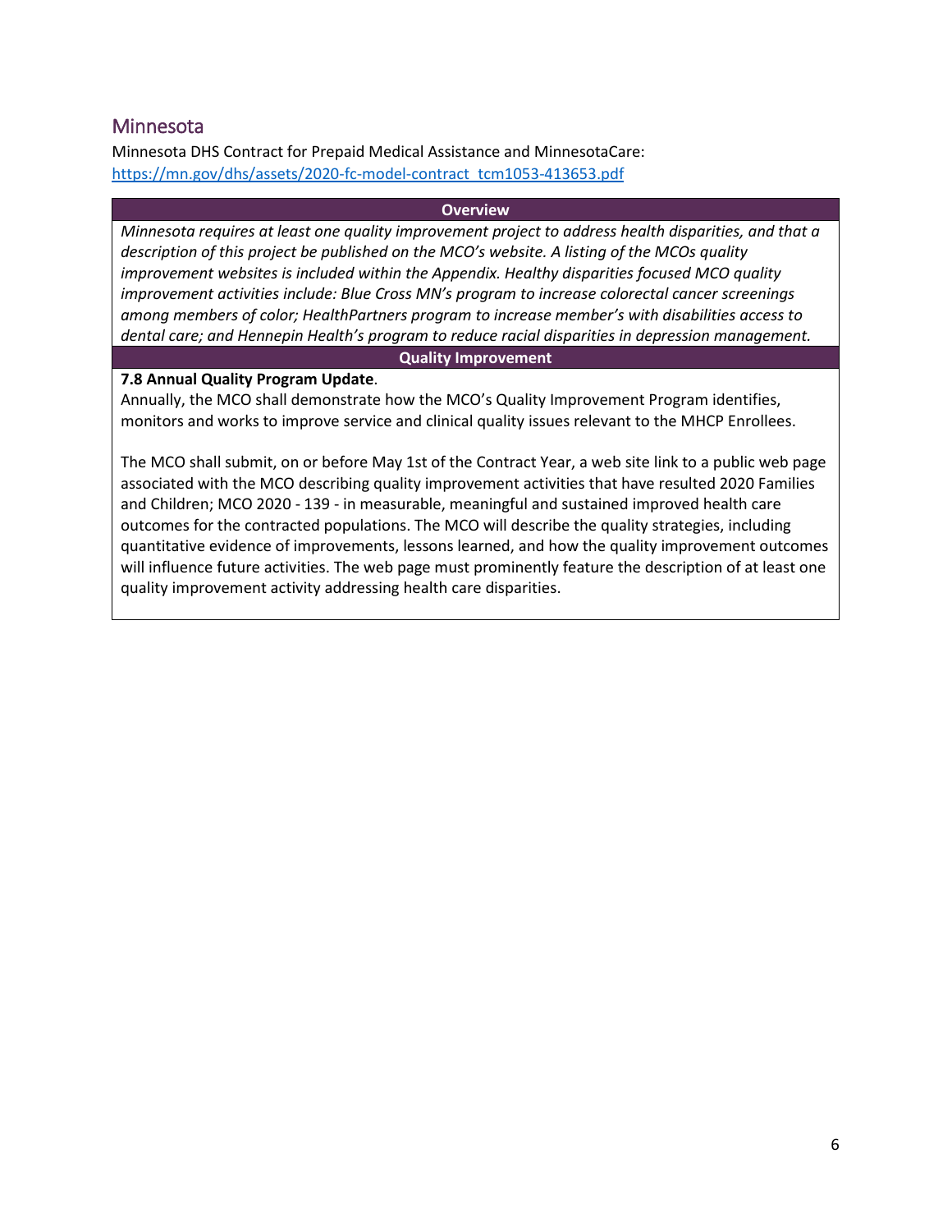## Minnesota

Minnesota DHS Contract for Prepaid Medical Assistance and MinnesotaCare:
[https://mn.gov/dhs/assets/2020-fc-model-contract_tcm1053-413653.pdf](https://mn.gov/dhs/assets/2020-fc-model-contract_tcm1053-413653.pdf)

| Overview |
|---|
| *Minnesota requires at least one quality improvement project to address health disparities, and that a description of this project be published on the MCO's website. A listing of the MCOs quality improvement websites is included within the Appendix. Healthy disparities focused MCO quality improvement activities include: Blue Cross MN's program to increase colorectal cancer screenings among members of color; HealthPartners program to increase member's with disabilities access to dental care; and Hennepin Health's program to reduce racial disparities in depression management.* |
| **Quality Improvement** |
| **7.8 Annual Quality Program Update**.<br>Annually, the MCO shall demonstrate how the MCO's Quality Improvement Program identifies, monitors and works to improve service and clinical quality issues relevant to the MHCP Enrollees.<br><br>The MCO shall submit, on or before May 1st of the Contract Year, a web site link to a public web page associated with the MCO describing quality improvement activities that have resulted 2020 Families and Children; MCO 2020 - 139 - in measurable, meaningful and sustained improved health care outcomes for the contracted populations. The MCO will describe the quality strategies, including quantitative evidence of improvements, lessons learned, and how the quality improvement outcomes will influence future activities. The web page must prominently feature the description of at least one quality improvement activity addressing health care disparities. |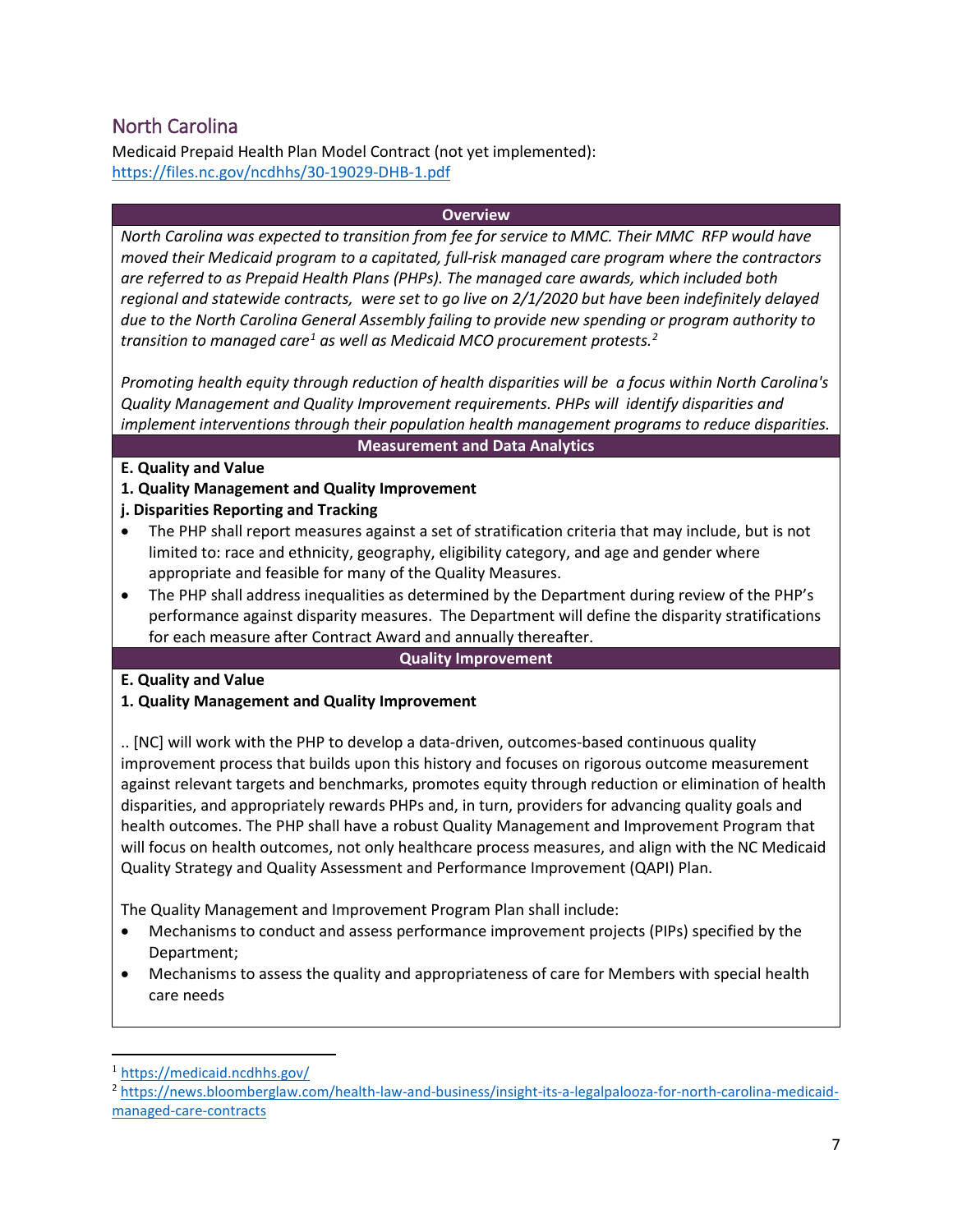## North Carolina

Medicaid Prepaid Health Plan Model Contract (not yet implemented): https://files.nc.gov/ncdhhs/30-19029-DHB-1.pdf

**Overview**

*North Carolina was expected to transition from fee for service to MMC. Their MMC RFP would have moved their Medicaid program to a capitated, full-risk managed care program where the contractors are referred to as Prepaid Health Plans (PHPs). The managed care awards, which included both regional and statewide contracts, were set to go live on 2/1/2020 but have been indefinitely delayed due to the North Carolina General Assembly failing to provide new spending or program authority to transition to managed care[1] as well as Medicaid MCO procurement protests.[2]*

*Promoting health equity through reduction of health disparities will be a focus within North Carolina's Quality Management and Quality Improvement requirements. PHPs will identify disparities and implement interventions through their population health management programs to reduce disparities.*

**Measurement and Data Analytics**

**E. Quality and Value**

**1. Quality Management and Quality Improvement**

**j. Disparities Reporting and Tracking**

- The PHP shall report measures against a set of stratification criteria that may include, but is not limited to: race and ethnicity, geography, eligibility category, and age and gender where appropriate and feasible for many of the Quality Measures.
- The PHP shall address inequalities as determined by the Department during review of the PHP's performance against disparity measures. The Department will define the disparity stratifications for each measure after Contract Award and annually thereafter.

**Quality Improvement**

**E. Quality and Value**

**1. Quality Management and Quality Improvement**

.. [NC] will work with the PHP to develop a data-driven, outcomes-based continuous quality improvement process that builds upon this history and focuses on rigorous outcome measurement against relevant targets and benchmarks, promotes equity through reduction or elimination of health disparities, and appropriately rewards PHPs and, in turn, providers for advancing quality goals and health outcomes. The PHP shall have a robust Quality Management and Improvement Program that will focus on health outcomes, not only healthcare process measures, and align with the NC Medicaid Quality Strategy and Quality Assessment and Performance Improvement (QAPI) Plan.

The Quality Management and Improvement Program Plan shall include:

- Mechanisms to conduct and assess performance improvement projects (PIPs) specified by the Department;
- Mechanisms to assess the quality and appropriateness of care for Members with special health care needs

---

[1] https://medicaid.ncdhhs.gov/

[2] https://news.bloomberglaw.com/health-law-and-business/insight-its-a-legalpalooza-for-north-carolina-medicaid-managed-care-contracts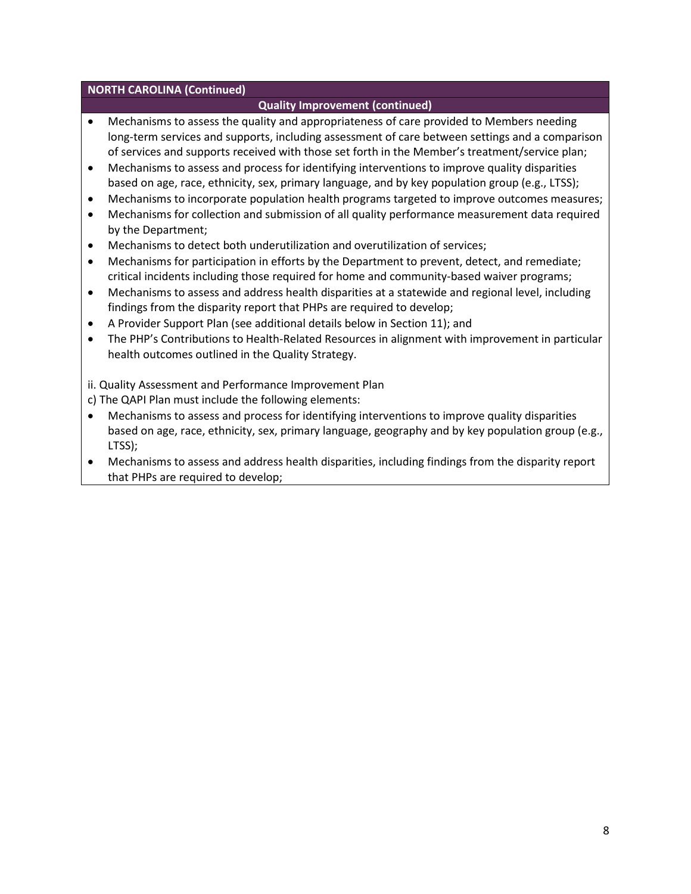| NORTH CAROLINA (Continued) |
| --- |
| **Quality Improvement (continued)** |

- Mechanisms to assess the quality and appropriateness of care provided to Members needing long-term services and supports, including assessment of care between settings and a comparison of services and supports received with those set forth in the Member's treatment/service plan;
- Mechanisms to assess and process for identifying interventions to improve quality disparities based on age, race, ethnicity, sex, primary language, and by key population group (e.g., LTSS);
- Mechanisms to incorporate population health programs targeted to improve outcomes measures;
- Mechanisms for collection and submission of all quality performance measurement data required by the Department;
- Mechanisms to detect both underutilization and overutilization of services;
- Mechanisms for participation in efforts by the Department to prevent, detect, and remediate; critical incidents including those required for home and community-based waiver programs;
- Mechanisms to assess and address health disparities at a statewide and regional level, including findings from the disparity report that PHPs are required to develop;
- A Provider Support Plan (see additional details below in Section 11); and
- The PHP's Contributions to Health-Related Resources in alignment with improvement in particular health outcomes outlined in the Quality Strategy.

ii. Quality Assessment and Performance Improvement Plan

c) The QAPI Plan must include the following elements:

- Mechanisms to assess and process for identifying interventions to improve quality disparities based on age, race, ethnicity, sex, primary language, geography and by key population group (e.g., LTSS);
- Mechanisms to assess and address health disparities, including findings from the disparity report that PHPs are required to develop;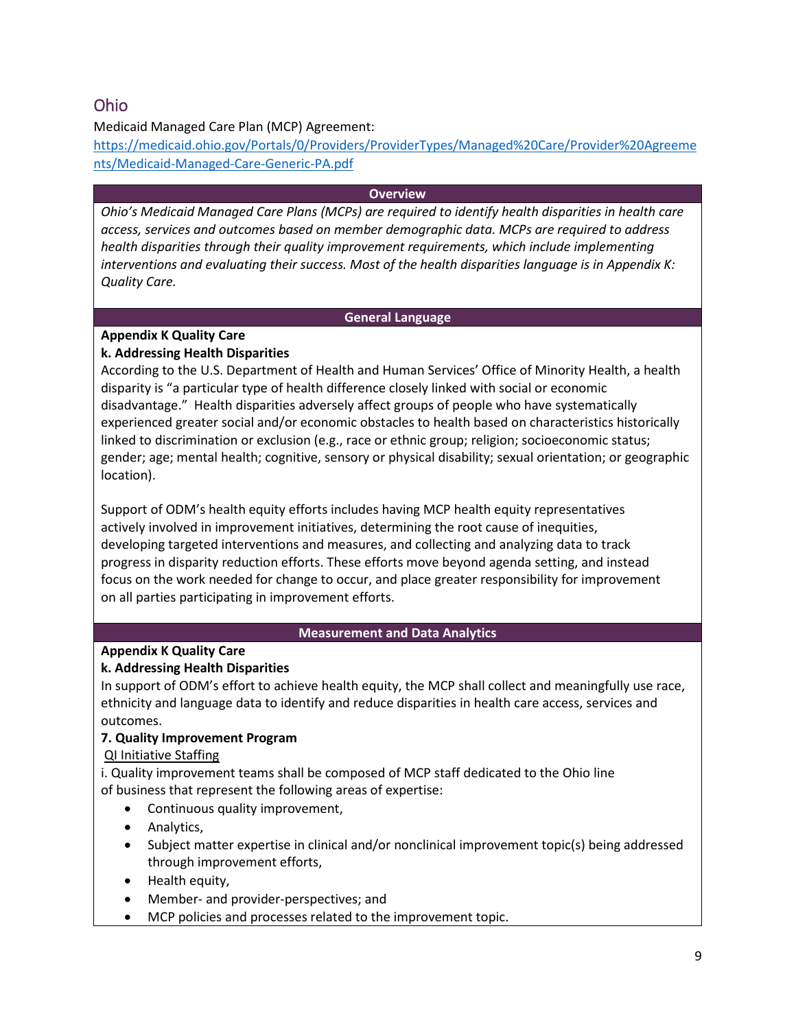## Ohio

Medicaid Managed Care Plan (MCP) Agreement:
https://medicaid.ohio.gov/Portals/0/Providers/ProviderTypes/Managed%20Care/Provider%20Agreements/Medicaid-Managed-Care-Generic-PA.pdf

### Overview

*Ohio's Medicaid Managed Care Plans (MCPs) are required to identify health disparities in health care access, services and outcomes based on member demographic data. MCPs are required to address health disparities through their quality improvement requirements, which include implementing interventions and evaluating their success. Most of the health disparities language is in Appendix K: Quality Care.*

### General Language

**Appendix K Quality Care**

**k. Addressing Health Disparities**

According to the U.S. Department of Health and Human Services' Office of Minority Health, a health disparity is "a particular type of health difference closely linked with social or economic disadvantage." Health disparities adversely affect groups of people who have systematically experienced greater social and/or economic obstacles to health based on characteristics historically linked to discrimination or exclusion (e.g., race or ethnic group; religion; socioeconomic status; gender; age; mental health; cognitive, sensory or physical disability; sexual orientation; or geographic location).

Support of ODM's health equity efforts includes having MCP health equity representatives actively involved in improvement initiatives, determining the root cause of inequities, developing targeted interventions and measures, and collecting and analyzing data to track progress in disparity reduction efforts. These efforts move beyond agenda setting, and instead focus on the work needed for change to occur, and place greater responsibility for improvement on all parties participating in improvement efforts.

### Measurement and Data Analytics

**Appendix K Quality Care**

**k. Addressing Health Disparities**

In support of ODM's effort to achieve health equity, the MCP shall collect and meaningfully use race, ethnicity and language data to identify and reduce disparities in health care access, services and outcomes.

**7. Quality Improvement Program**

<u>QI Initiative Staffing</u>

i. Quality improvement teams shall be composed of MCP staff dedicated to the Ohio line of business that represent the following areas of expertise:

- Continuous quality improvement,
- Analytics,
- Subject matter expertise in clinical and/or nonclinical improvement topic(s) being addressed through improvement efforts,
- Health equity,
- Member- and provider-perspectives; and
- MCP policies and processes related to the improvement topic.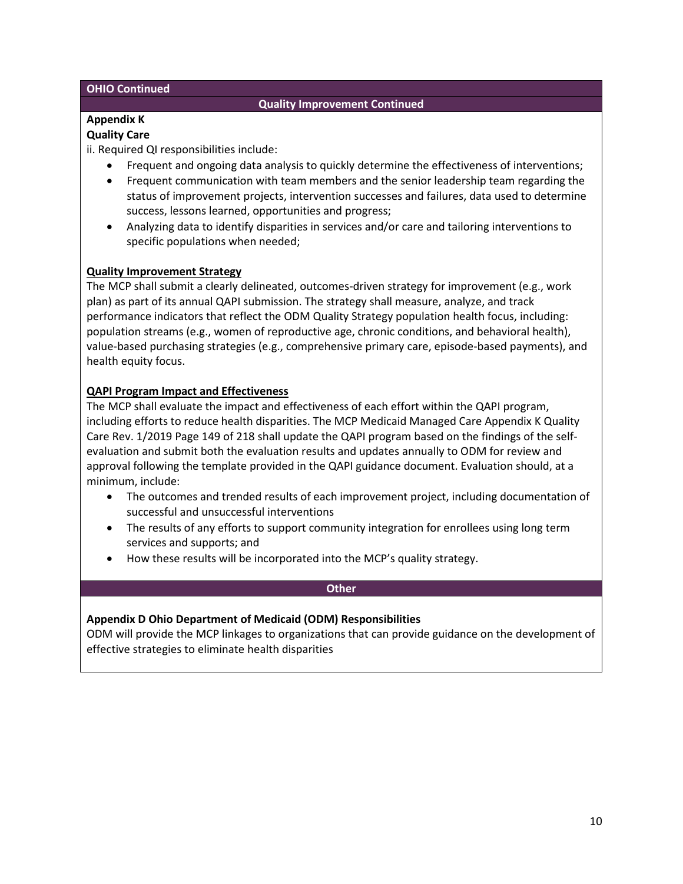**OHIO Continued**

**Quality Improvement Continued**

**Appendix K**
**Quality Care**

ii. Required QI responsibilities include:

- Frequent and ongoing data analysis to quickly determine the effectiveness of interventions;
- Frequent communication with team members and the senior leadership team regarding the status of improvement projects, intervention successes and failures, data used to determine success, lessons learned, opportunities and progress;
- Analyzing data to identify disparities in services and/or care and tailoring interventions to specific populations when needed;

**Quality Improvement Strategy**

The MCP shall submit a clearly delineated, outcomes-driven strategy for improvement (e.g., work plan) as part of its annual QAPI submission. The strategy shall measure, analyze, and track performance indicators that reflect the ODM Quality Strategy population health focus, including: population streams (e.g., women of reproductive age, chronic conditions, and behavioral health), value-based purchasing strategies (e.g., comprehensive primary care, episode-based payments), and health equity focus.

**QAPI Program Impact and Effectiveness**

The MCP shall evaluate the impact and effectiveness of each effort within the QAPI program, including efforts to reduce health disparities. The MCP Medicaid Managed Care Appendix K Quality Care Rev. 1/2019 Page 149 of 218 shall update the QAPI program based on the findings of the self-evaluation and submit both the evaluation results and updates annually to ODM for review and approval following the template provided in the QAPI guidance document. Evaluation should, at a minimum, include:

- The outcomes and trended results of each improvement project, including documentation of successful and unsuccessful interventions
- The results of any efforts to support community integration for enrollees using long term services and supports; and
- How these results will be incorporated into the MCP's quality strategy.

**Other**

**Appendix D Ohio Department of Medicaid (ODM) Responsibilities**

ODM will provide the MCP linkages to organizations that can provide guidance on the development of effective strategies to eliminate health disparities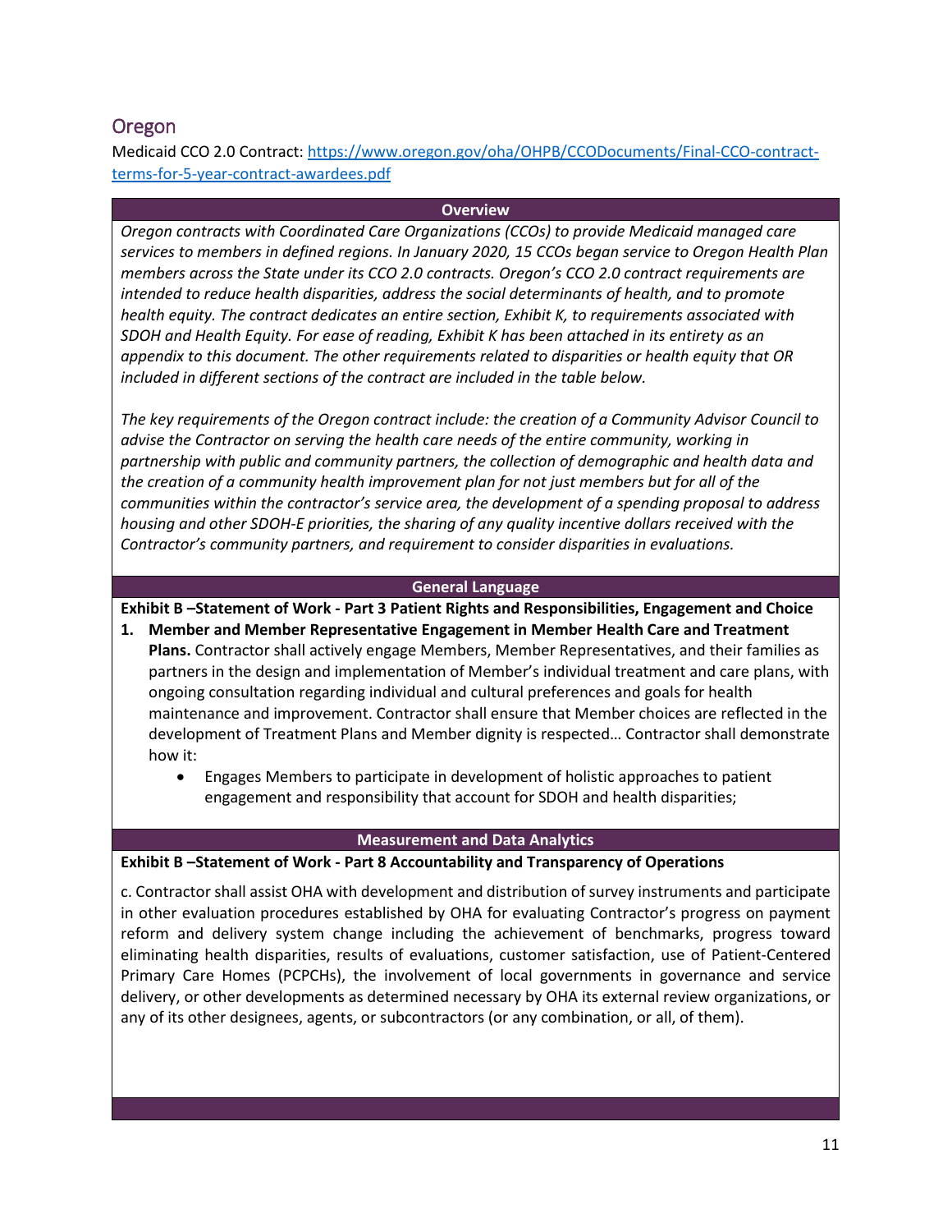## Oregon

Medicaid CCO 2.0 Contract: [https://www.oregon.gov/oha/OHPB/CCODocuments/Final-CCO-contract-terms-for-5-year-contract-awardees.pdf](https://www.oregon.gov/oha/OHPB/CCODocuments/Final-CCO-contract-terms-for-5-year-contract-awardees.pdf)

### Overview

*Oregon contracts with Coordinated Care Organizations (CCOs) to provide Medicaid managed care services to members in defined regions. In January 2020, 15 CCOs began service to Oregon Health Plan members across the State under its CCO 2.0 contracts. Oregon's CCO 2.0 contract requirements are intended to reduce health disparities, address the social determinants of health, and to promote health equity. The contract dedicates an entire section, Exhibit K, to requirements associated with SDOH and Health Equity. For ease of reading, Exhibit K has been attached in its entirety as an appendix to this document. The other requirements related to disparities or health equity that OR included in different sections of the contract are included in the table below.*

*The key requirements of the Oregon contract include: the creation of a Community Advisor Council to advise the Contractor on serving the health care needs of the entire community, working in partnership with public and community partners, the collection of demographic and health data and the creation of a community health improvement plan for not just members but for all of the communities within the contractor's service area, the development of a spending proposal to address housing and other SDOH-E priorities, the sharing of any quality incentive dollars received with the Contractor's community partners, and requirement to consider disparities in evaluations.*

### General Language

**Exhibit B –Statement of Work - Part 3 Patient Rights and Responsibilities, Engagement and Choice**

1. **Member and Member Representative Engagement in Member Health Care and Treatment Plans.** Contractor shall actively engage Members, Member Representatives, and their families as partners in the design and implementation of Member's individual treatment and care plans, with ongoing consultation regarding individual and cultural preferences and goals for health maintenance and improvement. Contractor shall ensure that Member choices are reflected in the development of Treatment Plans and Member dignity is respected… Contractor shall demonstrate how it:
   - Engages Members to participate in development of holistic approaches to patient engagement and responsibility that account for SDOH and health disparities;

### Measurement and Data Analytics

**Exhibit B –Statement of Work - Part 8 Accountability and Transparency of Operations**

c. Contractor shall assist OHA with development and distribution of survey instruments and participate in other evaluation procedures established by OHA for evaluating Contractor's progress on payment reform and delivery system change including the achievement of benchmarks, progress toward eliminating health disparities, results of evaluations, customer satisfaction, use of Patient-Centered Primary Care Homes (PCPCHs), the involvement of local governments in governance and service delivery, or other developments as determined necessary by OHA its external review organizations, or any of its other designees, agents, or subcontractors (or any combination, or all, of them).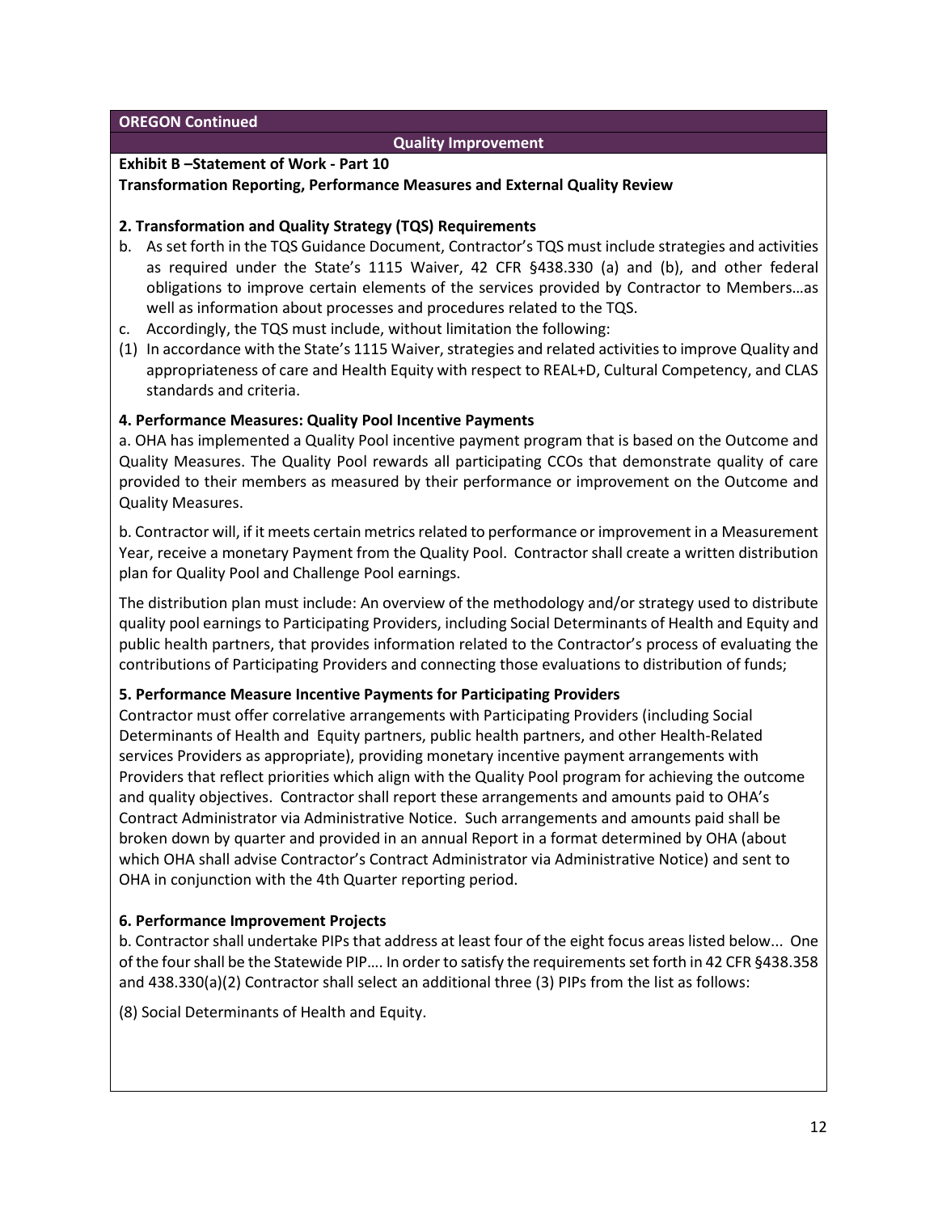**OREGON Continued**

**Quality Improvement**

**Exhibit B –Statement of Work - Part 10**

**Transformation Reporting, Performance Measures and External Quality Review**

**2. Transformation and Quality Strategy (TQS) Requirements**

b. As set forth in the TQS Guidance Document, Contractor's TQS must include strategies and activities as required under the State's 1115 Waiver, 42 CFR §438.330 (a) and (b), and other federal obligations to improve certain elements of the services provided by Contractor to Members…as well as information about processes and procedures related to the TQS.

c. Accordingly, the TQS must include, without limitation the following:

(1) In accordance with the State's 1115 Waiver, strategies and related activities to improve Quality and appropriateness of care and Health Equity with respect to REAL+D, Cultural Competency, and CLAS standards and criteria.

**4. Performance Measures: Quality Pool Incentive Payments**

a. OHA has implemented a Quality Pool incentive payment program that is based on the Outcome and Quality Measures. The Quality Pool rewards all participating CCOs that demonstrate quality of care provided to their members as measured by their performance or improvement on the Outcome and Quality Measures.

b. Contractor will, if it meets certain metrics related to performance or improvement in a Measurement Year, receive a monetary Payment from the Quality Pool. Contractor shall create a written distribution plan for Quality Pool and Challenge Pool earnings.

The distribution plan must include: An overview of the methodology and/or strategy used to distribute quality pool earnings to Participating Providers, including Social Determinants of Health and Equity and public health partners, that provides information related to the Contractor's process of evaluating the contributions of Participating Providers and connecting those evaluations to distribution of funds;

**5. Performance Measure Incentive Payments for Participating Providers**

Contractor must offer correlative arrangements with Participating Providers (including Social Determinants of Health and Equity partners, public health partners, and other Health-Related services Providers as appropriate), providing monetary incentive payment arrangements with Providers that reflect priorities which align with the Quality Pool program for achieving the outcome and quality objectives. Contractor shall report these arrangements and amounts paid to OHA's Contract Administrator via Administrative Notice. Such arrangements and amounts paid shall be broken down by quarter and provided in an annual Report in a format determined by OHA (about which OHA shall advise Contractor's Contract Administrator via Administrative Notice) and sent to OHA in conjunction with the 4th Quarter reporting period.

**6. Performance Improvement Projects**

b. Contractor shall undertake PIPs that address at least four of the eight focus areas listed below... One of the four shall be the Statewide PIP…. In order to satisfy the requirements set forth in 42 CFR §438.358 and 438.330(a)(2) Contractor shall select an additional three (3) PIPs from the list as follows:

(8) Social Determinants of Health and Equity.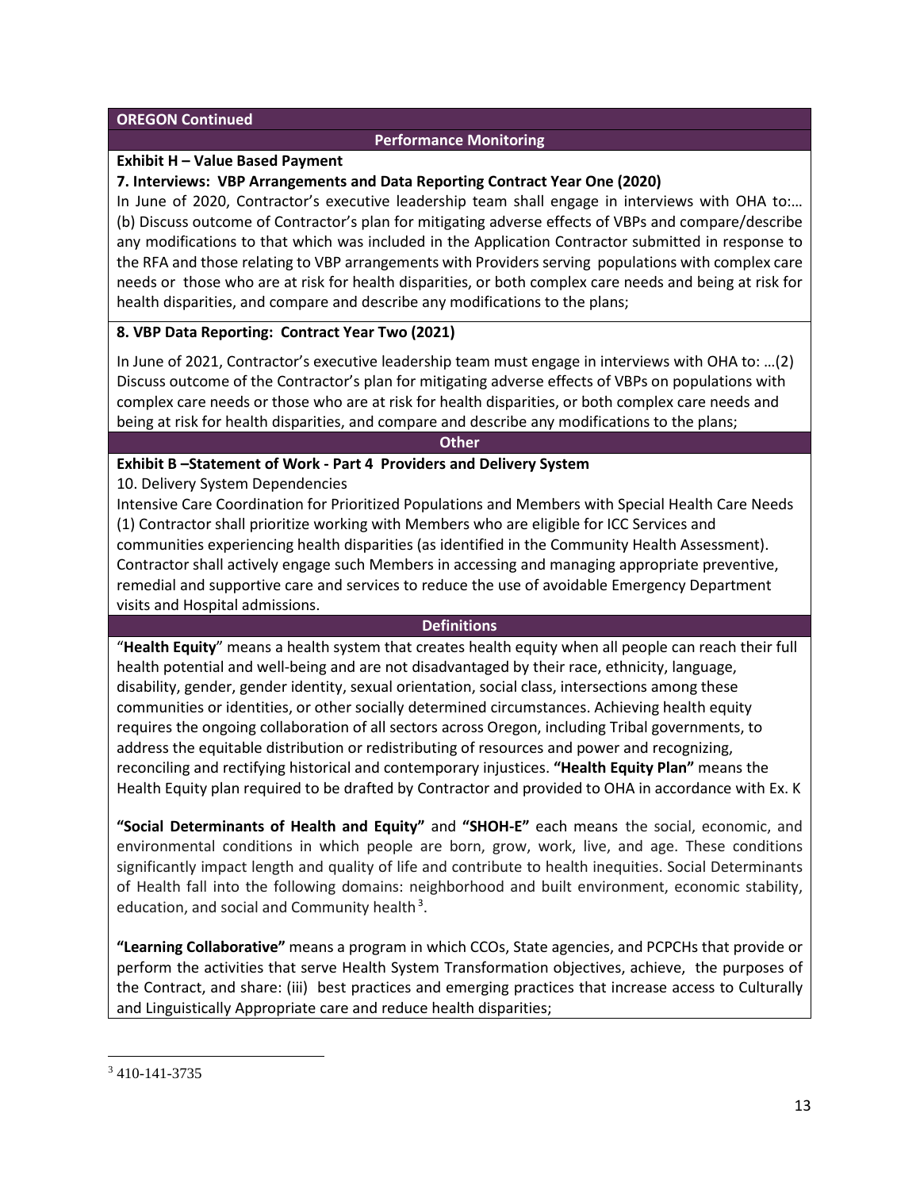**OREGON Continued**

### Performance Monitoring

**Exhibit H – Value Based Payment**

**7. Interviews: VBP Arrangements and Data Reporting Contract Year One (2020)**

In June of 2020, Contractor's executive leadership team shall engage in interviews with OHA to:… (b) Discuss outcome of Contractor's plan for mitigating adverse effects of VBPs and compare/describe any modifications to that which was included in the Application Contractor submitted in response to the RFA and those relating to VBP arrangements with Providers serving populations with complex care needs or those who are at risk for health disparities, or both complex care needs and being at risk for health disparities, and compare and describe any modifications to the plans;

**8. VBP Data Reporting: Contract Year Two (2021)**

In June of 2021, Contractor's executive leadership team must engage in interviews with OHA to: …(2) Discuss outcome of the Contractor's plan for mitigating adverse effects of VBPs on populations with complex care needs or those who are at risk for health disparities, or both complex care needs and being at risk for health disparities, and compare and describe any modifications to the plans;

### Other

**Exhibit B –Statement of Work - Part 4 Providers and Delivery System**

10. Delivery System Dependencies

Intensive Care Coordination for Prioritized Populations and Members with Special Health Care Needs (1) Contractor shall prioritize working with Members who are eligible for ICC Services and communities experiencing health disparities (as identified in the Community Health Assessment). Contractor shall actively engage such Members in accessing and managing appropriate preventive, remedial and supportive care and services to reduce the use of avoidable Emergency Department visits and Hospital admissions.

### Definitions

"**Health Equity**" means a health system that creates health equity when all people can reach their full health potential and well-being and are not disadvantaged by their race, ethnicity, language, disability, gender, gender identity, sexual orientation, social class, intersections among these communities or identities, or other socially determined circumstances. Achieving health equity requires the ongoing collaboration of all sectors across Oregon, including Tribal governments, to address the equitable distribution or redistributing of resources and power and recognizing, reconciling and rectifying historical and contemporary injustices. **"Health Equity Plan"** means the Health Equity plan required to be drafted by Contractor and provided to OHA in accordance with Ex. K

**"Social Determinants of Health and Equity"** and **"SHOH-E"** each means the social, economic, and environmental conditions in which people are born, grow, work, live, and age. These conditions significantly impact length and quality of life and contribute to health inequities. Social Determinants of Health fall into the following domains: neighborhood and built environment, economic stability, education, and social and Community health[3].

**"Learning Collaborative"** means a program in which CCOs, State agencies, and PCPCHs that provide or perform the activities that serve Health System Transformation objectives, achieve, the purposes of the Contract, and share: (iii) best practices and emerging practices that increase access to Culturally and Linguistically Appropriate care and reduce health disparities;

---

[3] 410-141-3735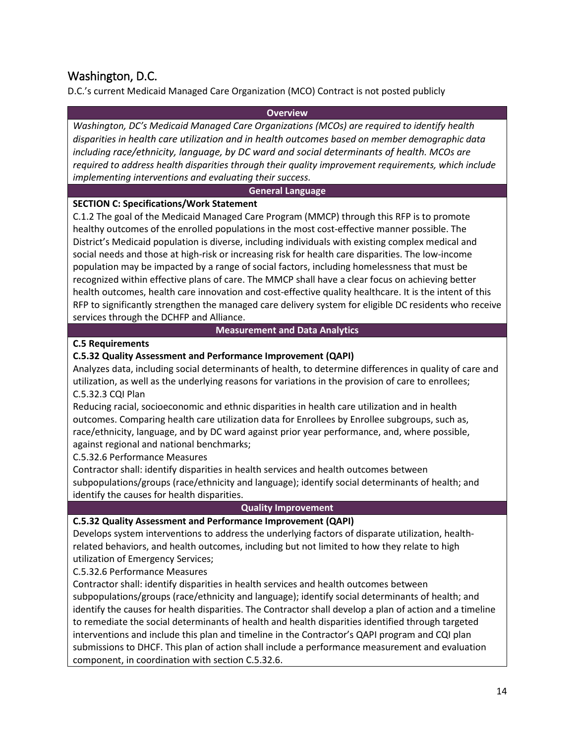## Washington, D.C.

D.C.'s current Medicaid Managed Care Organization (MCO) Contract is not posted publicly

| Overview |
| --- |
| *Washington, DC's Medicaid Managed Care Organizations (MCOs) are required to identify health disparities in health care utilization and in health outcomes based on member demographic data including race/ethnicity, language, by DC ward and social determinants of health. MCOs are required to address health disparities through their quality improvement requirements, which include implementing interventions and evaluating their success.* |
| **General Language** |
| **SECTION C: Specifications/Work Statement**<br>C.1.2 The goal of the Medicaid Managed Care Program (MMCP) through this RFP is to promote healthy outcomes of the enrolled populations in the most cost-effective manner possible. The District's Medicaid population is diverse, including individuals with existing complex medical and social needs and those at high-risk or increasing risk for health care disparities. The low-income population may be impacted by a range of social factors, including homelessness that must be recognized within effective plans of care. The MMCP shall have a clear focus on achieving better health outcomes, health care innovation and cost-effective quality healthcare. It is the intent of this RFP to significantly strengthen the managed care delivery system for eligible DC residents who receive services through the DCHFP and Alliance. |
| **Measurement and Data Analytics** |
| **C.5 Requirements**<br>**C.5.32 Quality Assessment and Performance Improvement (QAPI)**<br>Analyzes data, including social determinants of health, to determine differences in quality of care and utilization, as well as the underlying reasons for variations in the provision of care to enrollees;<br>C.5.32.3 CQI Plan<br>Reducing racial, socioeconomic and ethnic disparities in health care utilization and in health outcomes. Comparing health care utilization data for Enrollees by Enrollee subgroups, such as, race/ethnicity, language, and by DC ward against prior year performance, and, where possible, against regional and national benchmarks;<br>C.5.32.6 Performance Measures<br>Contractor shall: identify disparities in health services and health outcomes between subpopulations/groups (race/ethnicity and language); identify social determinants of health; and identify the causes for health disparities. |
| **Quality Improvement** |
| **C.5.32 Quality Assessment and Performance Improvement (QAPI)**<br>Develops system interventions to address the underlying factors of disparate utilization, health-related behaviors, and health outcomes, including but not limited to how they relate to high utilization of Emergency Services;<br>C.5.32.6 Performance Measures<br>Contractor shall: identify disparities in health services and health outcomes between subpopulations/groups (race/ethnicity and language); identify social determinants of health; and identify the causes for health disparities. The Contractor shall develop a plan of action and a timeline to remediate the social determinants of health and health disparities identified through targeted interventions and include this plan and timeline in the Contractor's QAPI program and CQI plan submissions to DHCF. This plan of action shall include a performance measurement and evaluation component, in coordination with section C.5.32.6. |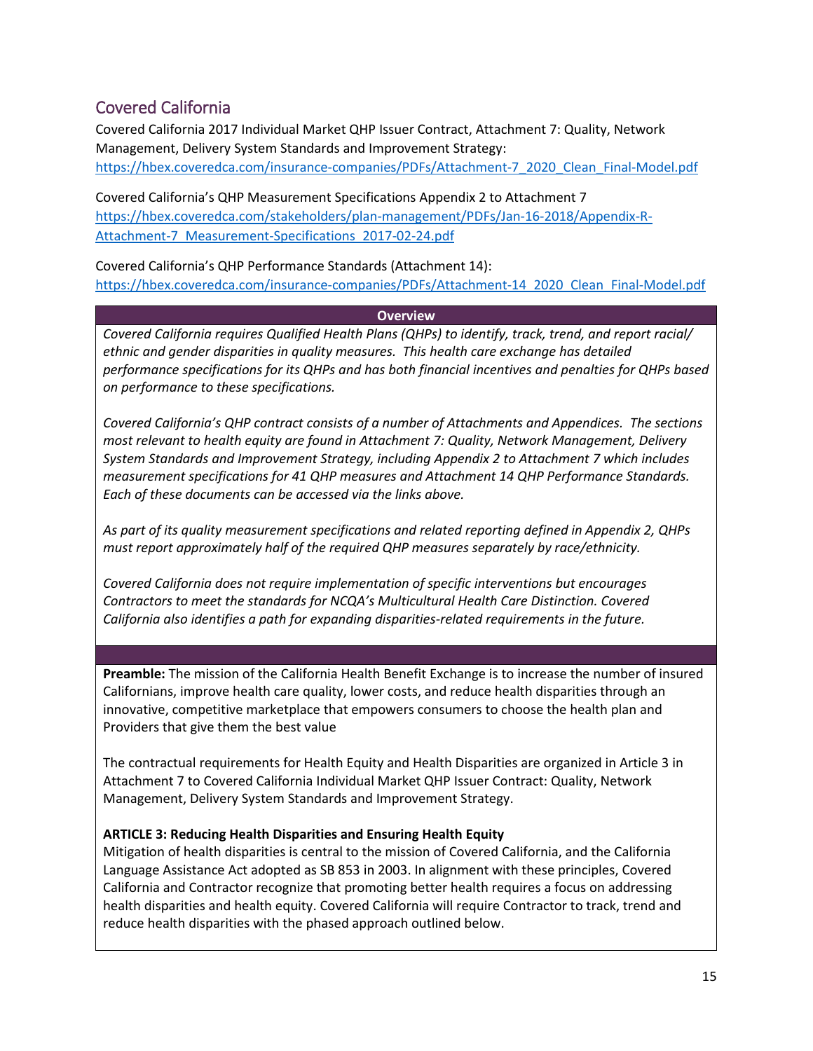## Covered California

Covered California 2017 Individual Market QHP Issuer Contract, Attachment 7: Quality, Network Management, Delivery System Standards and Improvement Strategy:
https://hbex.coveredca.com/insurance-companies/PDFs/Attachment-7_2020_Clean_Final-Model.pdf

Covered California's QHP Measurement Specifications Appendix 2 to Attachment 7
https://hbex.coveredca.com/stakeholders/plan-management/PDFs/Jan-16-2018/Appendix-R-Attachment-7_Measurement-Specifications_2017-02-24.pdf

Covered California's QHP Performance Standards (Attachment 14):
https://hbex.coveredca.com/insurance-companies/PDFs/Attachment-14_2020_Clean_Final-Model.pdf

**Overview**

*Covered California requires Qualified Health Plans (QHPs) to identify, track, trend, and report racial/ ethnic and gender disparities in quality measures. This health care exchange has detailed performance specifications for its QHPs and has both financial incentives and penalties for QHPs based on performance to these specifications.*

*Covered California's QHP contract consists of a number of Attachments and Appendices. The sections most relevant to health equity are found in Attachment 7: Quality, Network Management, Delivery System Standards and Improvement Strategy, including Appendix 2 to Attachment 7 which includes measurement specifications for 41 QHP measures and Attachment 14 QHP Performance Standards. Each of these documents can be accessed via the links above.*

*As part of its quality measurement specifications and related reporting defined in Appendix 2, QHPs must report approximately half of the required QHP measures separately by race/ethnicity.*

*Covered California does not require implementation of specific interventions but encourages Contractors to meet the standards for NCQA's Multicultural Health Care Distinction. Covered California also identifies a path for expanding disparities-related requirements in the future.*

**Preamble:** The mission of the California Health Benefit Exchange is to increase the number of insured Californians, improve health care quality, lower costs, and reduce health disparities through an innovative, competitive marketplace that empowers consumers to choose the health plan and Providers that give them the best value

The contractual requirements for Health Equity and Health Disparities are organized in Article 3 in Attachment 7 to Covered California Individual Market QHP Issuer Contract: Quality, Network Management, Delivery System Standards and Improvement Strategy.

**ARTICLE 3: Reducing Health Disparities and Ensuring Health Equity**

Mitigation of health disparities is central to the mission of Covered California, and the California Language Assistance Act adopted as SB 853 in 2003. In alignment with these principles, Covered California and Contractor recognize that promoting better health requires a focus on addressing health disparities and health equity. Covered California will require Contractor to track, trend and reduce health disparities with the phased approach outlined below.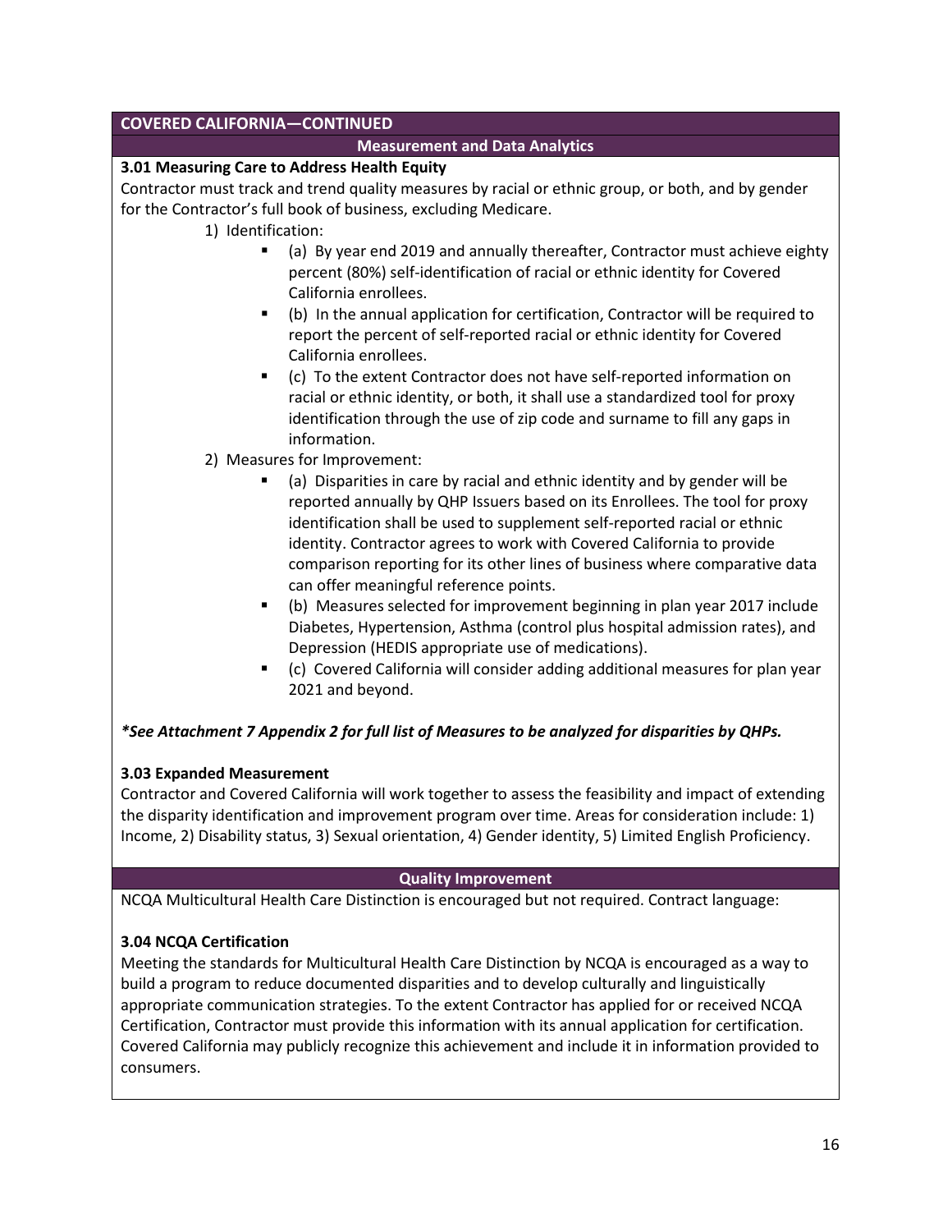## COVERED CALIFORNIA—CONTINUED

### Measurement and Data Analytics

**3.01 Measuring Care to Address Health Equity**

Contractor must track and trend quality measures by racial or ethnic group, or both, and by gender for the Contractor's full book of business, excluding Medicare.

1) Identification:
   - (a) By year end 2019 and annually thereafter, Contractor must achieve eighty percent (80%) self-identification of racial or ethnic identity for Covered California enrollees.
   - (b) In the annual application for certification, Contractor will be required to report the percent of self-reported racial or ethnic identity for Covered California enrollees.
   - (c) To the extent Contractor does not have self-reported information on racial or ethnic identity, or both, it shall use a standardized tool for proxy identification through the use of zip code and surname to fill any gaps in information.
2) Measures for Improvement:
   - (a) Disparities in care by racial and ethnic identity and by gender will be reported annually by QHP Issuers based on its Enrollees. The tool for proxy identification shall be used to supplement self-reported racial or ethnic identity. Contractor agrees to work with Covered California to provide comparison reporting for its other lines of business where comparative data can offer meaningful reference points.
   - (b) Measures selected for improvement beginning in plan year 2017 include Diabetes, Hypertension, Asthma (control plus hospital admission rates), and Depression (HEDIS appropriate use of medications).
   - (c) Covered California will consider adding additional measures for plan year 2021 and beyond.

***See Attachment 7 Appendix 2 for full list of Measures to be analyzed for disparities by QHPs.***

**3.03 Expanded Measurement**

Contractor and Covered California will work together to assess the feasibility and impact of extending the disparity identification and improvement program over time. Areas for consideration include: 1) Income, 2) Disability status, 3) Sexual orientation, 4) Gender identity, 5) Limited English Proficiency.

### Quality Improvement

NCQA Multicultural Health Care Distinction is encouraged but not required. Contract language:

**3.04 NCQA Certification**

Meeting the standards for Multicultural Health Care Distinction by NCQA is encouraged as a way to build a program to reduce documented disparities and to develop culturally and linguistically appropriate communication strategies. To the extent Contractor has applied for or received NCQA Certification, Contractor must provide this information with its annual application for certification. Covered California may publicly recognize this achievement and include it in information provided to consumers.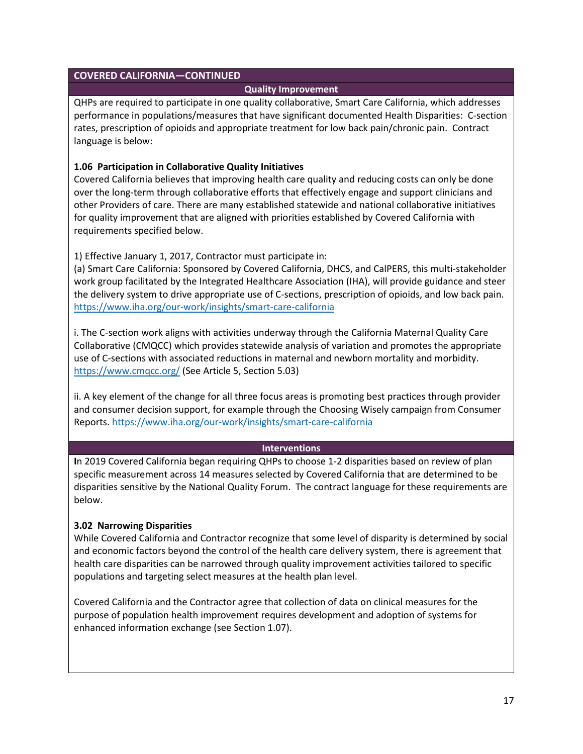**COVERED CALIFORNIA—CONTINUED**

**Quality Improvement**

QHPs are required to participate in one quality collaborative, Smart Care California, which addresses performance in populations/measures that have significant documented Health Disparities: C-section rates, prescription of opioids and appropriate treatment for low back pain/chronic pain. Contract language is below:

**1.06 Participation in Collaborative Quality Initiatives**

Covered California believes that improving health care quality and reducing costs can only be done over the long-term through collaborative efforts that effectively engage and support clinicians and other Providers of care. There are many established statewide and national collaborative initiatives for quality improvement that are aligned with priorities established by Covered California with requirements specified below.

1) Effective January 1, 2017, Contractor must participate in:
(a) Smart Care California: Sponsored by Covered California, DHCS, and CalPERS, this multi-stakeholder work group facilitated by the Integrated Healthcare Association (IHA), will provide guidance and steer the delivery system to drive appropriate use of C-sections, prescription of opioids, and low back pain. https://www.iha.org/our-work/insights/smart-care-california

i. The C-section work aligns with activities underway through the California Maternal Quality Care Collaborative (CMQCC) which provides statewide analysis of variation and promotes the appropriate use of C-sections with associated reductions in maternal and newborn mortality and morbidity. https://www.cmqcc.org/ (See Article 5, Section 5.03)

ii. A key element of the change for all three focus areas is promoting best practices through provider and consumer decision support, for example through the Choosing Wisely campaign from Consumer Reports. https://www.iha.org/our-work/insights/smart-care-california

**Interventions**

In 2019 Covered California began requiring QHPs to choose 1-2 disparities based on review of plan specific measurement across 14 measures selected by Covered California that are determined to be disparities sensitive by the National Quality Forum. The contract language for these requirements are below.

**3.02 Narrowing Disparities**

While Covered California and Contractor recognize that some level of disparity is determined by social and economic factors beyond the control of the health care delivery system, there is agreement that health care disparities can be narrowed through quality improvement activities tailored to specific populations and targeting select measures at the health plan level.

Covered California and the Contractor agree that collection of data on clinical measures for the purpose of population health improvement requires development and adoption of systems for enhanced information exchange (see Section 1.07).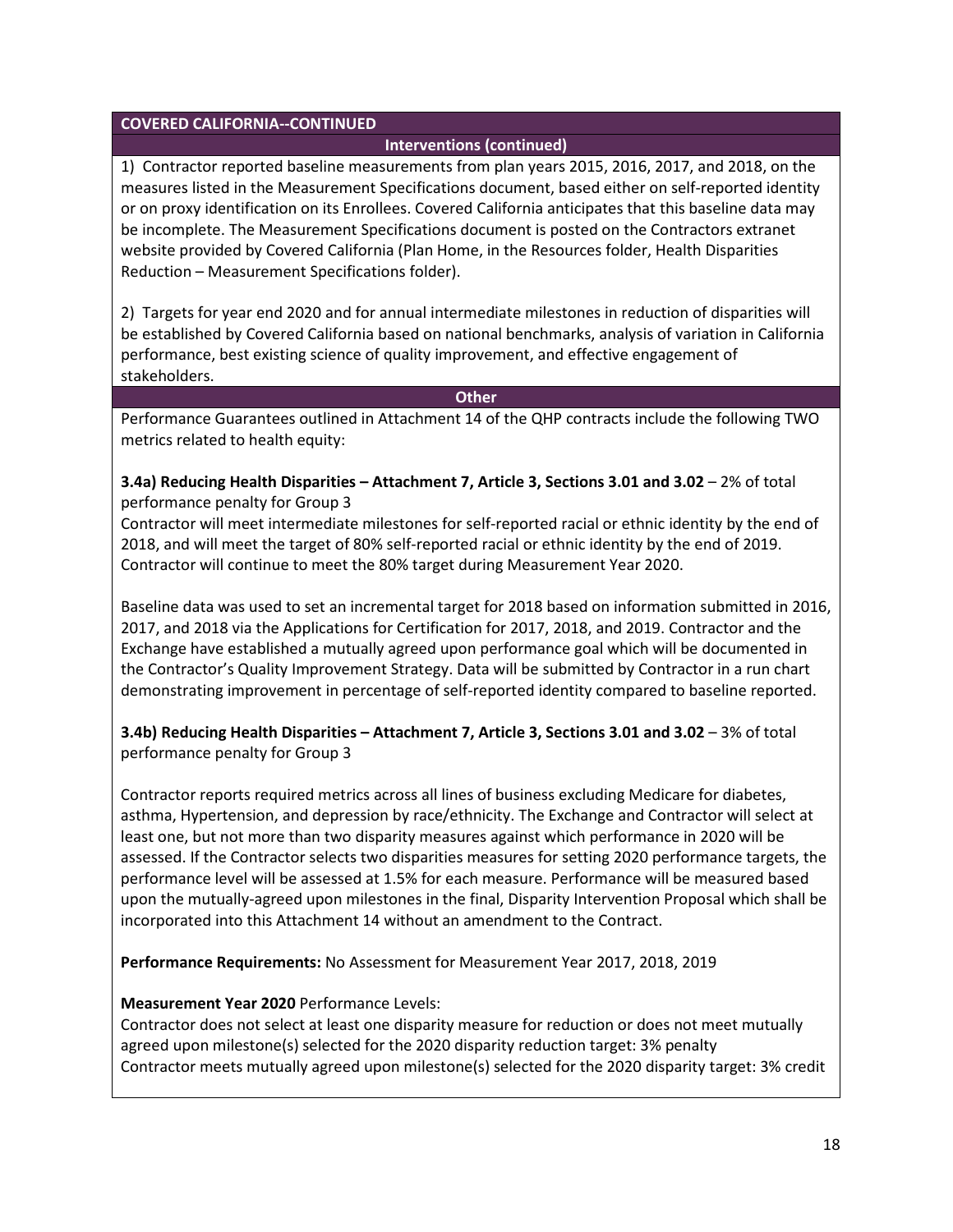**COVERED CALIFORNIA--CONTINUED**

**Interventions (continued)**

1) Contractor reported baseline measurements from plan years 2015, 2016, 2017, and 2018, on the measures listed in the Measurement Specifications document, based either on self-reported identity or on proxy identification on its Enrollees. Covered California anticipates that this baseline data may be incomplete. The Measurement Specifications document is posted on the Contractors extranet website provided by Covered California (Plan Home, in the Resources folder, Health Disparities Reduction – Measurement Specifications folder).

2) Targets for year end 2020 and for annual intermediate milestones in reduction of disparities will be established by Covered California based on national benchmarks, analysis of variation in California performance, best existing science of quality improvement, and effective engagement of stakeholders.

**Other**

Performance Guarantees outlined in Attachment 14 of the QHP contracts include the following TWO metrics related to health equity:

**3.4a) Reducing Health Disparities – Attachment 7, Article 3, Sections 3.01 and 3.02** – 2% of total performance penalty for Group 3
Contractor will meet intermediate milestones for self-reported racial or ethnic identity by the end of 2018, and will meet the target of 80% self-reported racial or ethnic identity by the end of 2019. Contractor will continue to meet the 80% target during Measurement Year 2020.

Baseline data was used to set an incremental target for 2018 based on information submitted in 2016, 2017, and 2018 via the Applications for Certification for 2017, 2018, and 2019. Contractor and the Exchange have established a mutually agreed upon performance goal which will be documented in the Contractor's Quality Improvement Strategy. Data will be submitted by Contractor in a run chart demonstrating improvement in percentage of self-reported identity compared to baseline reported.

**3.4b) Reducing Health Disparities – Attachment 7, Article 3, Sections 3.01 and 3.02** – 3% of total performance penalty for Group 3

Contractor reports required metrics across all lines of business excluding Medicare for diabetes, asthma, Hypertension, and depression by race/ethnicity. The Exchange and Contractor will select at least one, but not more than two disparity measures against which performance in 2020 will be assessed. If the Contractor selects two disparities measures for setting 2020 performance targets, the performance level will be assessed at 1.5% for each measure. Performance will be measured based upon the mutually-agreed upon milestones in the final, Disparity Intervention Proposal which shall be incorporated into this Attachment 14 without an amendment to the Contract.

**Performance Requirements:** No Assessment for Measurement Year 2017, 2018, 2019

**Measurement Year 2020** Performance Levels:
Contractor does not select at least one disparity measure for reduction or does not meet mutually agreed upon milestone(s) selected for the 2020 disparity reduction target: 3% penalty
Contractor meets mutually agreed upon milestone(s) selected for the 2020 disparity target: 3% credit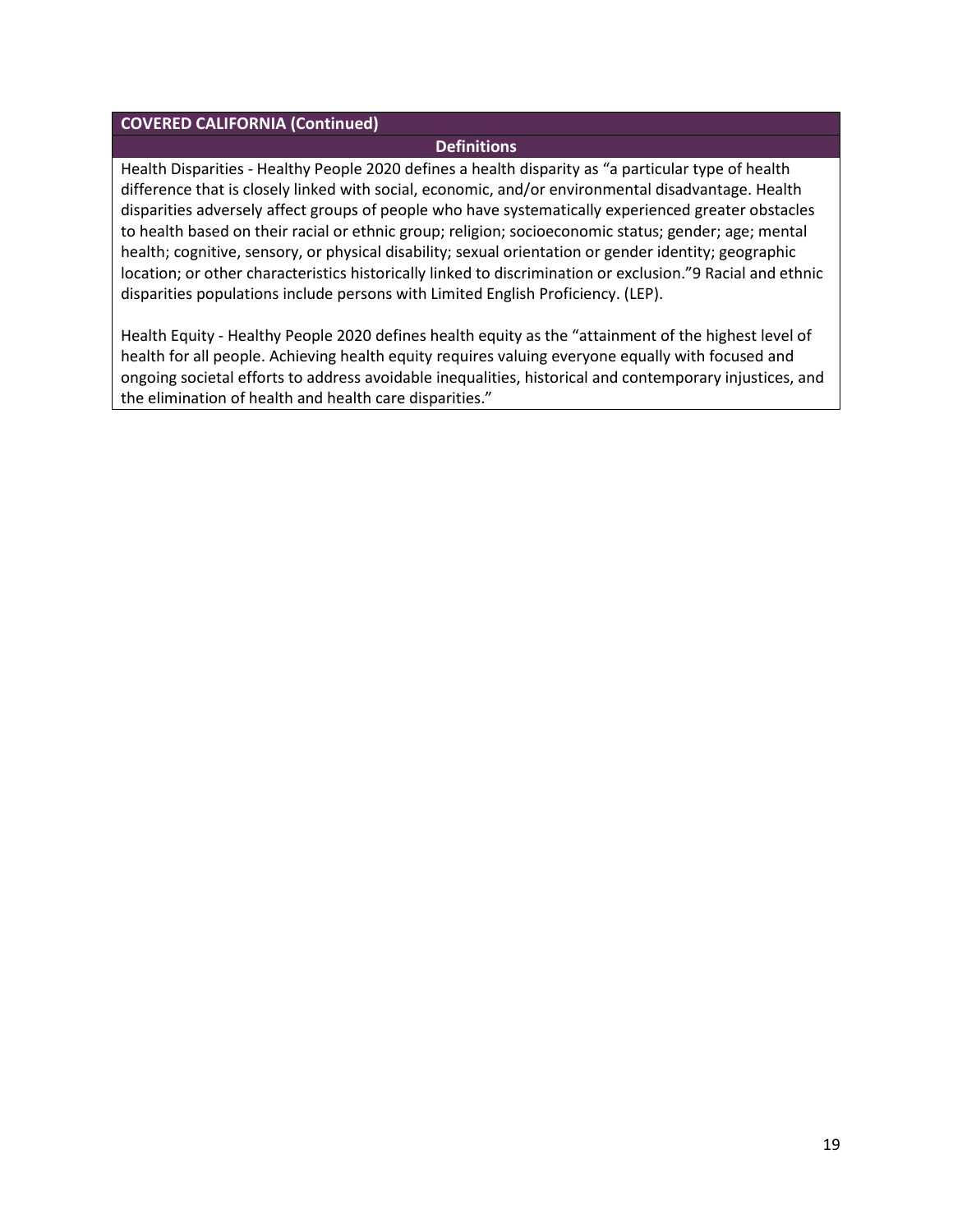| **COVERED CALIFORNIA (Continued)** |
| --- |
| **Definitions** |
| Health Disparities - Healthy People 2020 defines a health disparity as "a particular type of health difference that is closely linked with social, economic, and/or environmental disadvantage. Health disparities adversely affect groups of people who have systematically experienced greater obstacles to health based on their racial or ethnic group; religion; socioeconomic status; gender; age; mental health; cognitive, sensory, or physical disability; sexual orientation or gender identity; geographic location; or other characteristics historically linked to discrimination or exclusion."[9] Racial and ethnic disparities populations include persons with Limited English Proficiency. (LEP).<br><br>Health Equity - Healthy People 2020 defines health equity as the "attainment of the highest level of health for all people. Achieving health equity requires valuing everyone equally with focused and ongoing societal efforts to address avoidable inequalities, historical and contemporary injustices, and the elimination of health and health care disparities." |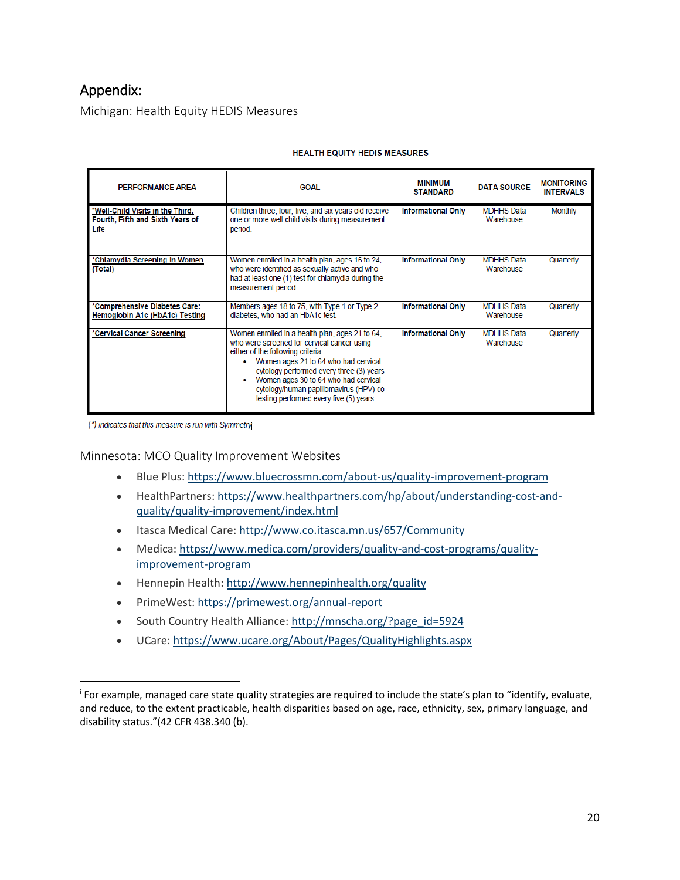# Appendix:

## Michigan: Health Equity HEDIS Measures

**HEALTH EQUITY HEDIS MEASURES**

| PERFORMANCE AREA | GOAL | MINIMUM STANDARD | DATA SOURCE | MONITORING INTERVALS |
|---|---|---|---|---|
| *Well-Child Visits in the Third, Fourth, Fifth and Sixth Years of Life | Children three, four, five, and six years old receive one or more well child visits during measurement period. | Informational Only | MDHHS Data Warehouse | Monthly |
| *Chlamydia Screening in Women (Total) | Women enrolled in a health plan, ages 16 to 24, who were identified as sexually active and who had at least one (1) test for chlamydia during the measurement period | Informational Only | MDHHS Data Warehouse | Quarterly |
| *Comprehensive Diabetes Care: Hemoglobin A1c (HbA1c) Testing | Members ages 18 to 75, with Type 1 or Type 2 diabetes, who had an HbA1c test. | Informational Only | MDHHS Data Warehouse | Quarterly |
| *Cervical Cancer Screening | Women enrolled in a health plan, ages 21 to 64, who were screened for cervical cancer using either of the following criteria: <br>• Women ages 21 to 64 who had cervical cytology performed every three (3) years <br>• Women ages 30 to 64 who had cervical cytology/human papillomavirus (HPV) co-testing performed every five (5) years | Informational Only | MDHHS Data Warehouse | Quarterly |

(*) *indicates that this measure is run with Symmetry*

## Minnesota: MCO Quality Improvement Websites

- Blue Plus: https://www.bluecrossmn.com/about-us/quality-improvement-program
- HealthPartners: https://www.healthpartners.com/hp/about/understanding-cost-and-quality/quality-improvement/index.html
- Itasca Medical Care: http://www.co.itasca.mn.us/657/Community
- Medica: https://www.medica.com/providers/quality-and-cost-programs/quality-improvement-program
- Hennepin Health: http://www.hennepinhealth.org/quality
- PrimeWest: https://primewest.org/annual-report
- South Country Health Alliance: http://mnscha.org/?page_id=5924
- UCare: https://www.ucare.org/About/Pages/QualityHighlights.aspx

---

[i] For example, managed care state quality strategies are required to include the state's plan to "identify, evaluate, and reduce, to the extent practicable, health disparities based on age, race, ethnicity, sex, primary language, and disability status."(42 CFR 438.340 (b).